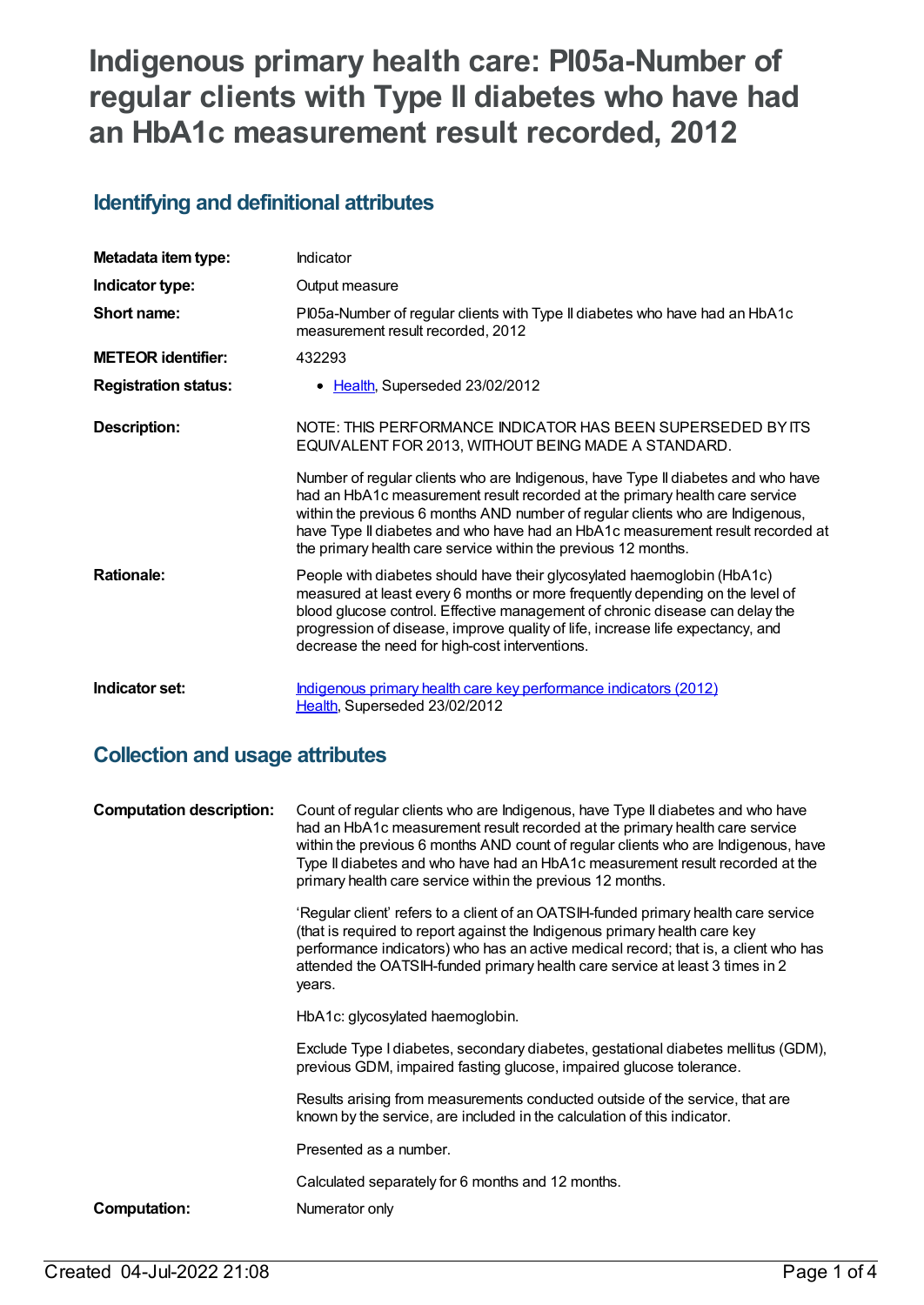# Indigenous primary health care: PI05a-Number of regular clients with Type II diabetes who have had an HbA1c measurement result recorded, 2012

## Identifying and definitional attributes

| | |
|---|---|
| **Metadata item type:** | Indicator |
| **Indicator type:** | Output measure |
| **Short name:** | PI05a-Number of regular clients with Type II diabetes who have had an HbA1c measurement result recorded, 2012 |
| **METEOR identifier:** | 432293 |
| **Registration status:** | • Health, Superseded 23/02/2012 |
| **Description:** | NOTE: THIS PERFORMANCE INDICATOR HAS BEEN SUPERSEDED BY ITS EQUIVALENT FOR 2013, WITHOUT BEING MADE A STANDARD.<br><br>Number of regular clients who are Indigenous, have Type II diabetes and who have had an HbA1c measurement result recorded at the primary health care service within the previous 6 months AND number of regular clients who are Indigenous, have Type II diabetes and who have had an HbA1c measurement result recorded at the primary health care service within the previous 12 months. |
| **Rationale:** | People with diabetes should have their glycosylated haemoglobin (HbA1c) measured at least every 6 months or more frequently depending on the level of blood glucose control. Effective management of chronic disease can delay the progression of disease, improve quality of life, increase life expectancy, and decrease the need for high-cost interventions. |
| **Indicator set:** | Indigenous primary health care key performance indicators (2012)<br>Health, Superseded 23/02/2012 |

## Collection and usage attributes

| | |
|---|---|
| **Computation description:** | Count of regular clients who are Indigenous, have Type II diabetes and who have had an HbA1c measurement result recorded at the primary health care service within the previous 6 months AND count of regular clients who are Indigenous, have Type II diabetes and who have had an HbA1c measurement result recorded at the primary health care service within the previous 12 months.<br><br>'Regular client' refers to a client of an OATSIH-funded primary health care service (that is required to report against the Indigenous primary health care key performance indicators) who has an active medical record; that is, a client who has attended the OATSIH-funded primary health care service at least 3 times in 2 years.<br><br>HbA1c: glycosylated haemoglobin.<br><br>Exclude Type I diabetes, secondary diabetes, gestational diabetes mellitus (GDM), previous GDM, impaired fasting glucose, impaired glucose tolerance.<br><br>Results arising from measurements conducted outside of the service, that are known by the service, are included in the calculation of this indicator.<br><br>Presented as a number.<br><br>Calculated separately for 6 months and 12 months. |
| **Computation:** | Numerator only |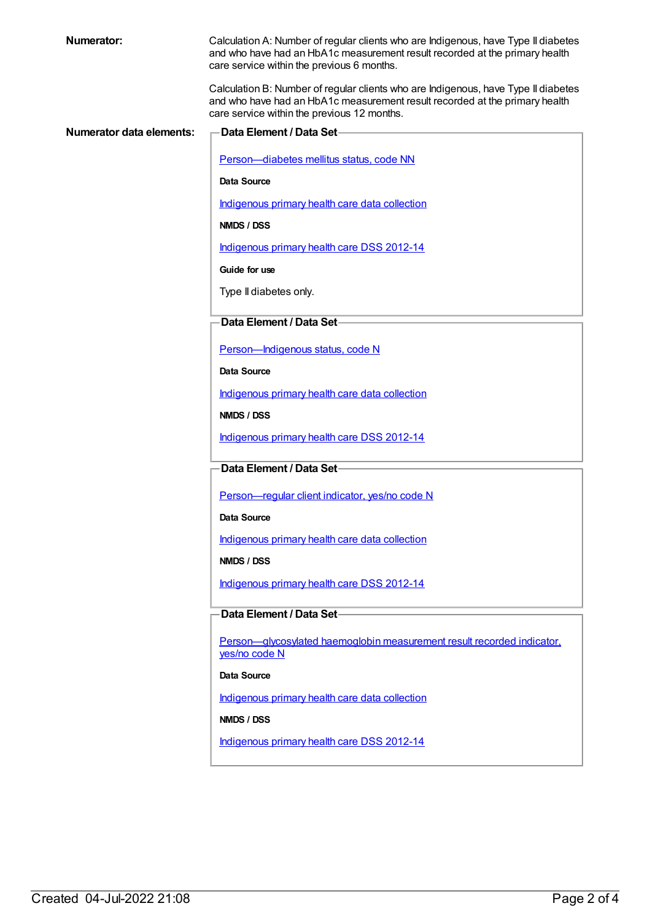**Numerator:**

Calculation A: Number of regular clients who are Indigenous, have Type II diabetes and who have had an HbA1c measurement result recorded at the primary health care service within the previous 6 months.

Calculation B: Number of regular clients who are Indigenous, have Type II diabetes and who have had an HbA1c measurement result recorded at the primary health care service within the previous 12 months.

**Numerator data elements:**

**Data Element / Data Set**

Person—diabetes mellitus status, code NN

**Data Source**

Indigenous primary health care data collection

**NMDS / DSS**

Indigenous primary health care DSS 2012-14

**Guide for use**

Type II diabetes only.

**Data Element / Data Set**

Person—Indigenous status, code N

**Data Source**

Indigenous primary health care data collection

**NMDS / DSS**

Indigenous primary health care DSS 2012-14

**Data Element / Data Set**

Person—regular client indicator, yes/no code N

**Data Source**

Indigenous primary health care data collection

**NMDS / DSS**

Indigenous primary health care DSS 2012-14

**Data Element / Data Set**

Person—glycosylated haemoglobin measurement result recorded indicator, yes/no code N

**Data Source**

Indigenous primary health care data collection

**NMDS / DSS**

Indigenous primary health care DSS 2012-14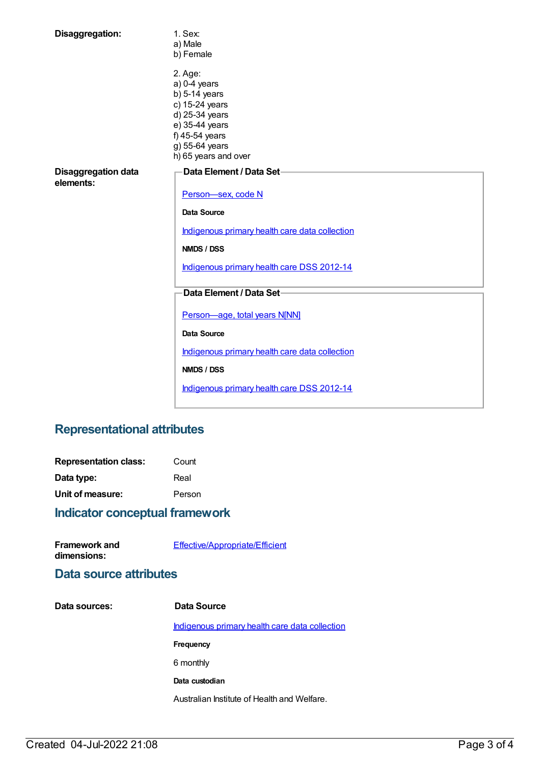**Disaggregation:**

1. Sex:
a) Male
b) Female

2. Age:
a) 0-4 years
b) 5-14 years
c) 15-24 years
d) 25-34 years
e) 35-44 years
f) 45-54 years
g) 55-64 years
h) 65 years and over

**Disaggregation data elements:**

**Data Element / Data Set**

Person—sex, code N

**Data Source**

Indigenous primary health care data collection

**NMDS / DSS**

Indigenous primary health care DSS 2012-14

**Data Element / Data Set**

Person—age, total years N[NN]

**Data Source**

Indigenous primary health care data collection

**NMDS / DSS**

Indigenous primary health care DSS 2012-14

## Representational attributes

**Representation class:** Count

**Data type:** Real

**Unit of measure:** Person

## Indicator conceptual framework

**Framework and dimensions:** Effective/Appropriate/Efficient

## Data source attributes

**Data sources:**

**Data Source**

Indigenous primary health care data collection

**Frequency**

6 monthly

**Data custodian**

Australian Institute of Health and Welfare.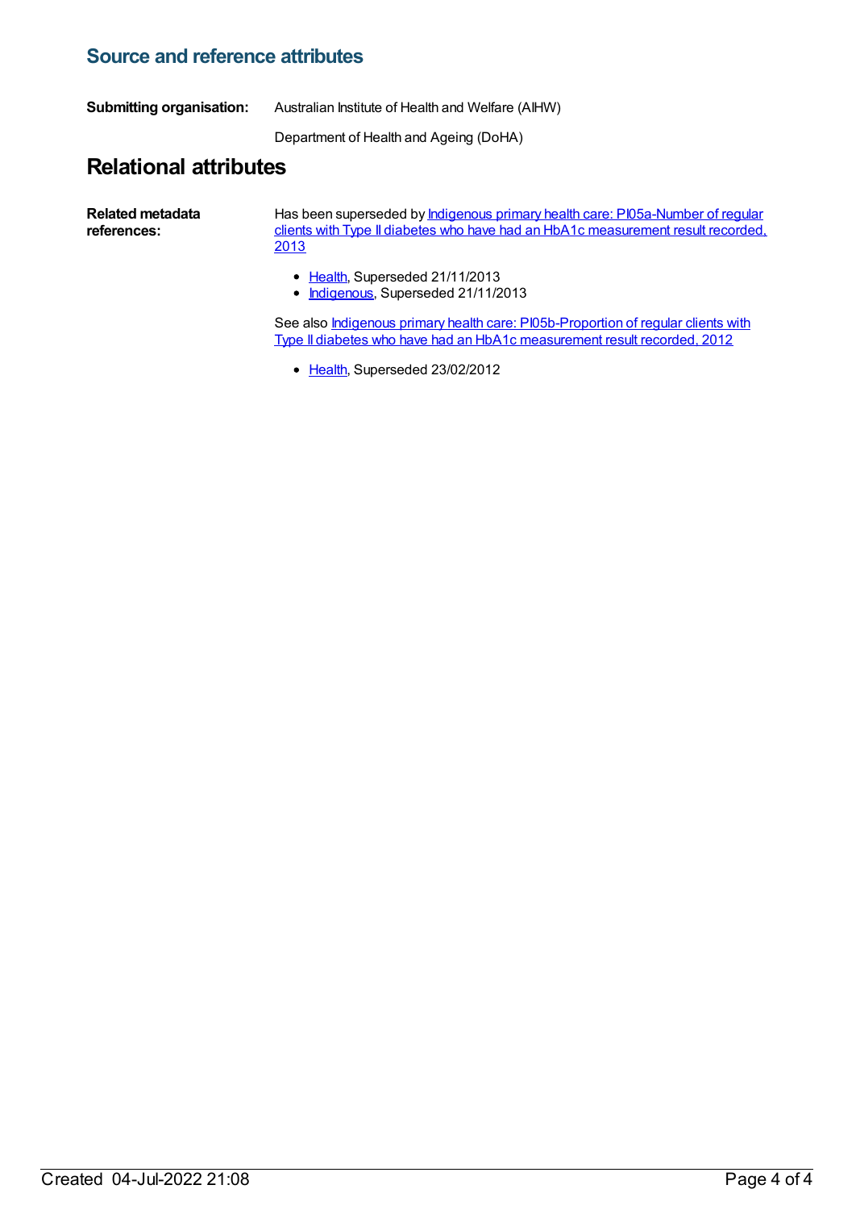## Source and reference attributes

**Submitting organisation:** Australian Institute of Health and Welfare (AIHW)

Department of Health and Ageing (DoHA)

# Relational attributes

**Related metadata references:**

Has been superseded by Indigenous primary health care: PI05a-Number of regular clients with Type II diabetes who have had an HbA1c measurement result recorded, 2013

- Health, Superseded 21/11/2013
- Indigenous, Superseded 21/11/2013

See also Indigenous primary health care: PI05b-Proportion of regular clients with Type II diabetes who have had an HbA1c measurement result recorded, 2012

- Health, Superseded 23/02/2012